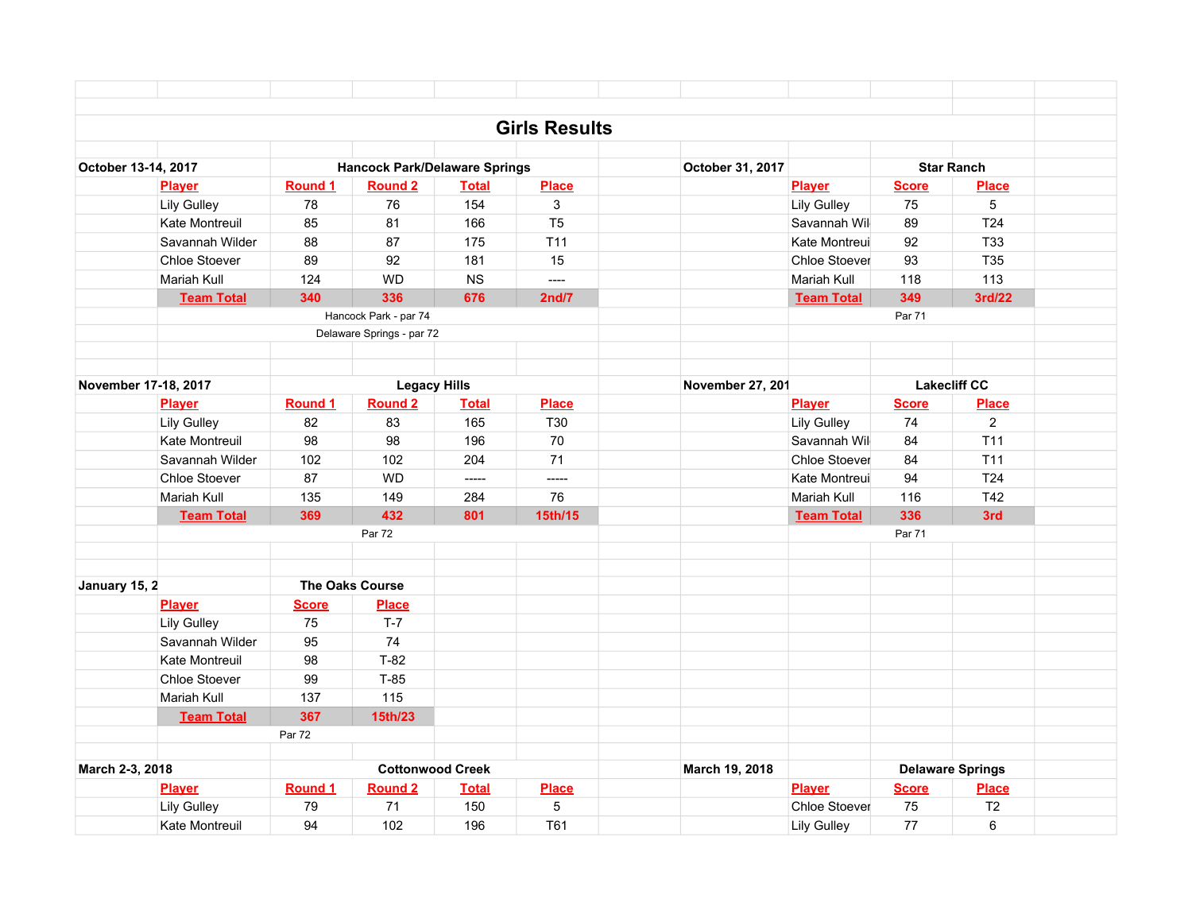# Girls Results

## October 13-14, 2017 — Hancock Park/Delaware Springs

| Player | Round 1 | Round 2 | Total | Place |
|---|---|---|---|---|
| Lily Gulley | 78 | 76 | 154 | 3 |
| Kate Montreuil | 85 | 81 | 166 | T5 |
| Savannah Wilder | 88 | 87 | 175 | T11 |
| Chloe Stoever | 89 | 92 | 181 | 15 |
| Mariah Kull | 124 | WD | NS | ---- |
| **Team Total** | **340** | **336** | **676** | **2nd/7** |

Hancock Park - par 74

Delaware Springs - par 72

## October 31, 2017 — Star Ranch

| Player | Score | Place |
|---|---|---|
| Lily Gulley | 75 | 5 |
| Savannah Wil | 89 | T24 |
| Kate Montreui | 92 | T33 |
| Chloe Stoever | 93 | T35 |
| Mariah Kull | 118 | 113 |
| **Team Total** | **349** | **3rd/22** |

Par 71

## November 17-18, 2017 — Legacy Hills

| Player | Round 1 | Round 2 | Total | Place |
|---|---|---|---|---|
| Lily Gulley | 82 | 83 | 165 | T30 |
| Kate Montreuil | 98 | 98 | 196 | 70 |
| Savannah Wilder | 102 | 102 | 204 | 71 |
| Chloe Stoever | 87 | WD | ----- | ----- |
| Mariah Kull | 135 | 149 | 284 | 76 |
| **Team Total** | **369** | **432** | **801** | **15th/15** |

Par 72

## November 27, 201 — Lakecliff CC

| Player | Score | Place |
|---|---|---|
| Lily Gulley | 74 | 2 |
| Savannah Wil | 84 | T11 |
| Chloe Stoever | 84 | T11 |
| Kate Montreui | 94 | T24 |
| Mariah Kull | 116 | T42 |
| **Team Total** | **336** | **3rd** |

Par 71

## January 15, 2 — The Oaks Course

| Player | Score | Place |
|---|---|---|
| Lily Gulley | 75 | T-7 |
| Savannah Wilder | 95 | 74 |
| Kate Montreuil | 98 | T-82 |
| Chloe Stoever | 99 | T-85 |
| Mariah Kull | 137 | 115 |
| **Team Total** | **367** | **15th/23** |

Par 72

## March 2-3, 2018 — Cottonwood Creek

| Player | Round 1 | Round 2 | Total | Place |
|---|---|---|---|---|
| Lily Gulley | 79 | 71 | 150 | 5 |
| Kate Montreuil | 94 | 102 | 196 | T61 |

## March 19, 2018 — Delaware Springs

| Player | Score | Place |
|---|---|---|
| Chloe Stoever | 75 | T2 |
| Lily Gulley | 77 | 6 |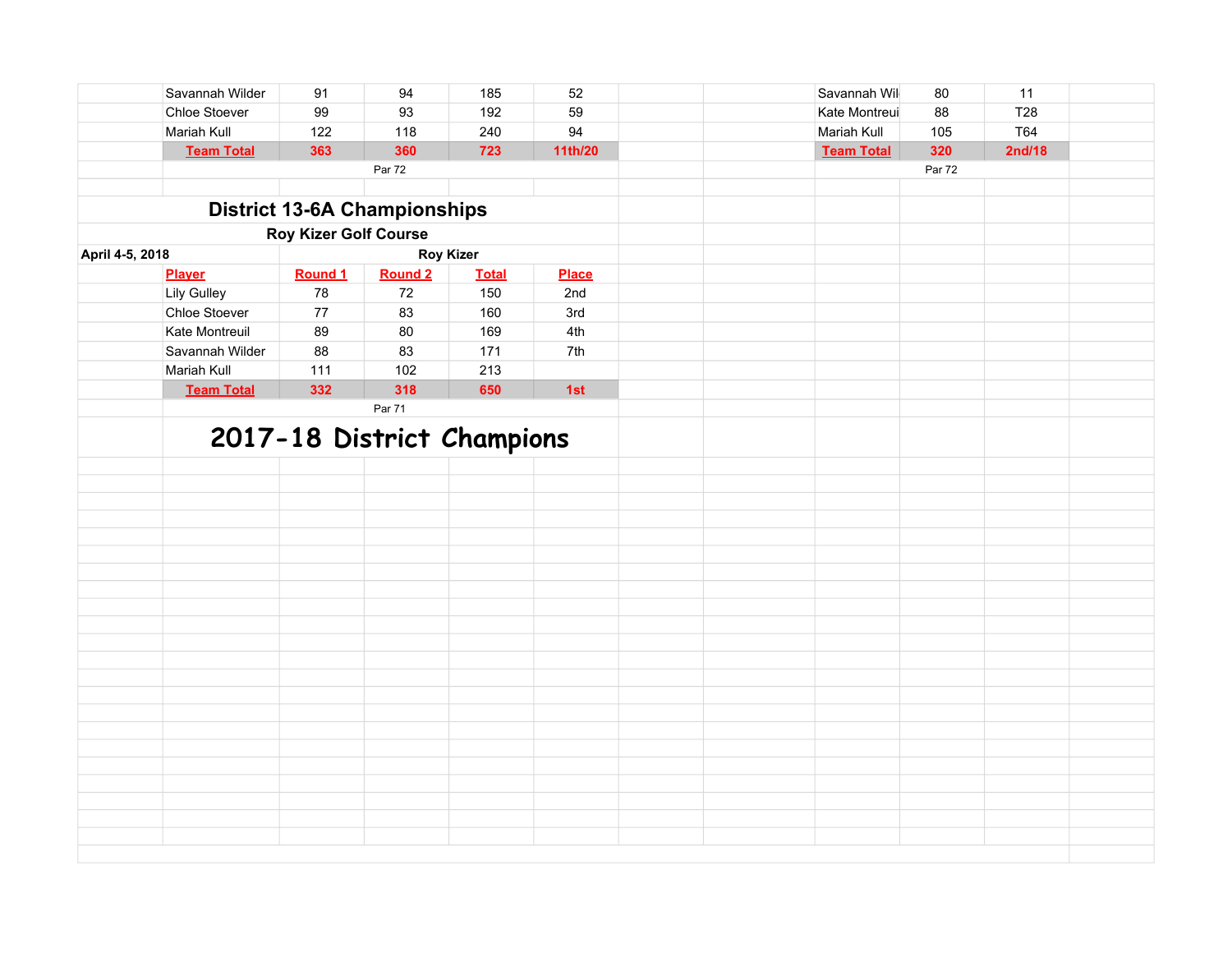| | | | | |
|---|---|---|---|---|
| Savannah Wilder | 91 | 94 | 185 | 52 |
| Chloe Stoever | 99 | 93 | 192 | 59 |
| Mariah Kull | 122 | 118 | 240 | 94 |
| **Team Total** | **363** | **360** | **723** | **11th/20** |

Par 72

| | | |
|---|---|---|
| Savannah Wil | 80 | 11 |
| Kate Montreui | 88 | T28 |
| Mariah Kull | 105 | T64 |
| **Team Total** | **320** | **2nd/18** |

Par 72

## District 13-6A Championships

### Roy Kizer Golf Course

**April 4-5, 2018** **Roy Kizer**

| Player | Round 1 | Round 2 | Total | Place |
|---|---|---|---|---|
| Lily Gulley | 78 | 72 | 150 | 2nd |
| Chloe Stoever | 77 | 83 | 160 | 3rd |
| Kate Montreuil | 89 | 80 | 169 | 4th |
| Savannah Wilder | 88 | 83 | 171 | 7th |
| Mariah Kull | 111 | 102 | 213 | |
| **Team Total** | **332** | **318** | **650** | **1st** |

Par 71

# 2017-18 District Champions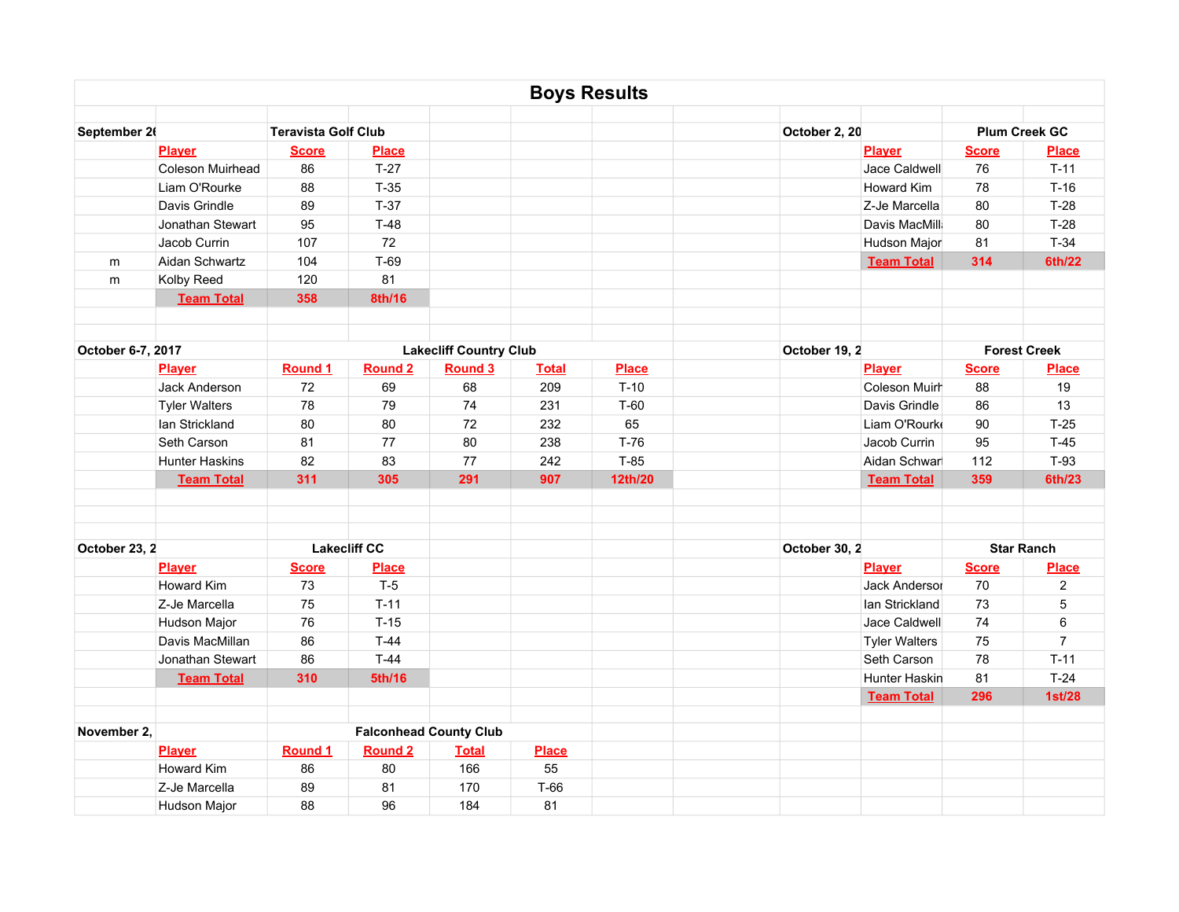# Boys Results

| September 2( | | Teravista Golf Club | |
|---|---|---|---|
| | Player | Score | Place |
| | Coleson Muirhead | 86 | T-27 |
| | Liam O'Rourke | 88 | T-35 |
| | Davis Grindle | 89 | T-37 |
| | Jonathan Stewart | 95 | T-48 |
| | Jacob Currin | 107 | 72 |
| m | Aidan Schwartz | 104 | T-69 |
| m | Kolby Reed | 120 | 81 |
| | Team Total | 358 | 8th/16 |

| October 2, 20 | | Plum Creek GC | |
|---|---|---|---|
| | Player | Score | Place |
| | Jace Caldwell | 76 | T-11 |
| | Howard Kim | 78 | T-16 |
| | Z-Je Marcella | 80 | T-28 |
| | Davis MacMill | 80 | T-28 |
| | Hudson Major | 81 | T-34 |
| | Team Total | 314 | 6th/22 |

| October 6-7, 2017 | | Lakecliff Country Club | | | | |
|---|---|---|---|---|---|---|
| | Player | Round 1 | Round 2 | Round 3 | Total | Place |
| | Jack Anderson | 72 | 69 | 68 | 209 | T-10 |
| | Tyler Walters | 78 | 79 | 74 | 231 | T-60 |
| | Ian Strickland | 80 | 80 | 72 | 232 | 65 |
| | Seth Carson | 81 | 77 | 80 | 238 | T-76 |
| | Hunter Haskins | 82 | 83 | 77 | 242 | T-85 |
| | Team Total | 311 | 305 | 291 | 907 | 12th/20 |

| October 19, 2 | | Forest Creek | |
|---|---|---|---|
| | Player | Score | Place |
| | Coleson Muirh | 88 | 19 |
| | Davis Grindle | 86 | 13 |
| | Liam O'Rourke | 90 | T-25 |
| | Jacob Currin | 95 | T-45 |
| | Aidan Schwart | 112 | T-93 |
| | Team Total | 359 | 6th/23 |

| October 23, 2 | | Lakecliff CC | |
|---|---|---|---|
| | Player | Score | Place |
| | Howard Kim | 73 | T-5 |
| | Z-Je Marcella | 75 | T-11 |
| | Hudson Major | 76 | T-15 |
| | Davis MacMillan | 86 | T-44 |
| | Jonathan Stewart | 86 | T-44 |
| | Team Total | 310 | 5th/16 |

| October 30, 2 | | Star Ranch | |
|---|---|---|---|
| | Player | Score | Place |
| | Jack Anderson | 70 | 2 |
| | Ian Strickland | 73 | 5 |
| | Jace Caldwell | 74 | 6 |
| | Tyler Walters | 75 | 7 |
| | Seth Carson | 78 | T-11 |
| | Hunter Haskin | 81 | T-24 |
| | Team Total | 296 | 1st/28 |

| November 2, | | Falconhead County Club | | | |
|---|---|---|---|---|---|
| | Player | Round 1 | Round 2 | Total | Place |
| | Howard Kim | 86 | 80 | 166 | 55 |
| | Z-Je Marcella | 89 | 81 | 170 | T-66 |
| | Hudson Major | 88 | 96 | 184 | 81 |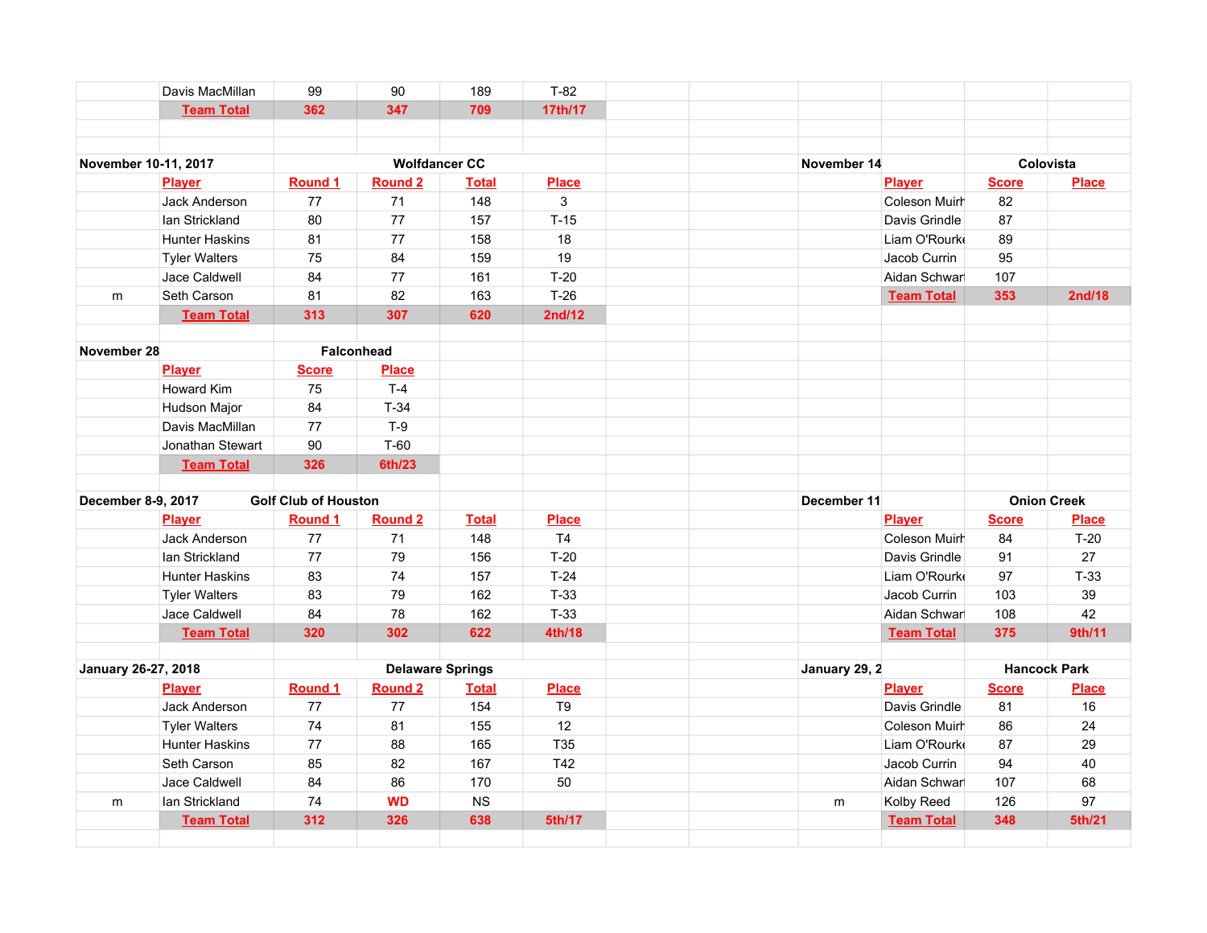| | Player | Round 1 | Round 2 | Total | Place |
|---|---|---|---|---|---|
| | Davis MacMillan | 99 | 90 | 189 | T-82 |
| | **Team Total** | **362** | **347** | **709** | **17th/17** |

**November 10-11, 2017** — **Wolfdancer CC**

| | Player | Round 1 | Round 2 | Total | Place |
|---|---|---|---|---|---|
| | Jack Anderson | 77 | 71 | 148 | 3 |
| | Ian Strickland | 80 | 77 | 157 | T-15 |
| | Hunter Haskins | 81 | 77 | 158 | 18 |
| | Tyler Walters | 75 | 84 | 159 | 19 |
| | Jace Caldwell | 84 | 77 | 161 | T-20 |
| m | Seth Carson | 81 | 82 | 163 | T-26 |
| | **Team Total** | **313** | **307** | **620** | **2nd/12** |

**November 14** — **Colovista**

| Player | Score | Place |
|---|---|---|
| Coleson Muirh | 82 | |
| Davis Grindle | 87 | |
| Liam O'Rourke | 89 | |
| Jacob Currin | 95 | |
| Aidan Schwart | 107 | |
| **Team Total** | **353** | **2nd/18** |

**November 28** — **Falconhead**

| Player | Score | Place |
|---|---|---|
| Howard Kim | 75 | T-4 |
| Hudson Major | 84 | T-34 |
| Davis MacMillan | 77 | T-9 |
| Jonathan Stewart | 90 | T-60 |
| **Team Total** | **326** | **6th/23** |

**December 8-9, 2017** — **Golf Club of Houston**

| | Player | Round 1 | Round 2 | Total | Place |
|---|---|---|---|---|---|
| | Jack Anderson | 77 | 71 | 148 | T4 |
| | Ian Strickland | 77 | 79 | 156 | T-20 |
| | Hunter Haskins | 83 | 74 | 157 | T-24 |
| | Tyler Walters | 83 | 79 | 162 | T-33 |
| | Jace Caldwell | 84 | 78 | 162 | T-33 |
| | **Team Total** | **320** | **302** | **622** | **4th/18** |

**December 11** — **Onion Creek**

| Player | Score | Place |
|---|---|---|
| Coleson Muirh | 84 | T-20 |
| Davis Grindle | 91 | 27 |
| Liam O'Rourke | 97 | T-33 |
| Jacob Currin | 103 | 39 |
| Aidan Schwart | 108 | 42 |
| **Team Total** | **375** | **9th/11** |

**January 26-27, 2018** — **Delaware Springs**

| | Player | Round 1 | Round 2 | Total | Place |
|---|---|---|---|---|---|
| | Jack Anderson | 77 | 77 | 154 | T9 |
| | Tyler Walters | 74 | 81 | 155 | 12 |
| | Hunter Haskins | 77 | 88 | 165 | T35 |
| | Seth Carson | 85 | 82 | 167 | T42 |
| | Jace Caldwell | 84 | 86 | 170 | 50 |
| m | Ian Strickland | 74 | WD | NS | |
| | **Team Total** | **312** | **326** | **638** | **5th/17** |

**January 29, 2** — **Hancock Park**

| | Player | Score | Place |
|---|---|---|---|
| | Davis Grindle | 81 | 16 |
| | Coleson Muirh | 86 | 24 |
| | Liam O'Rourke | 87 | 29 |
| | Jacob Currin | 94 | 40 |
| | Aidan Schwart | 107 | 68 |
| m | Kolby Reed | 126 | 97 |
| | **Team Total** | **348** | **5th/21** |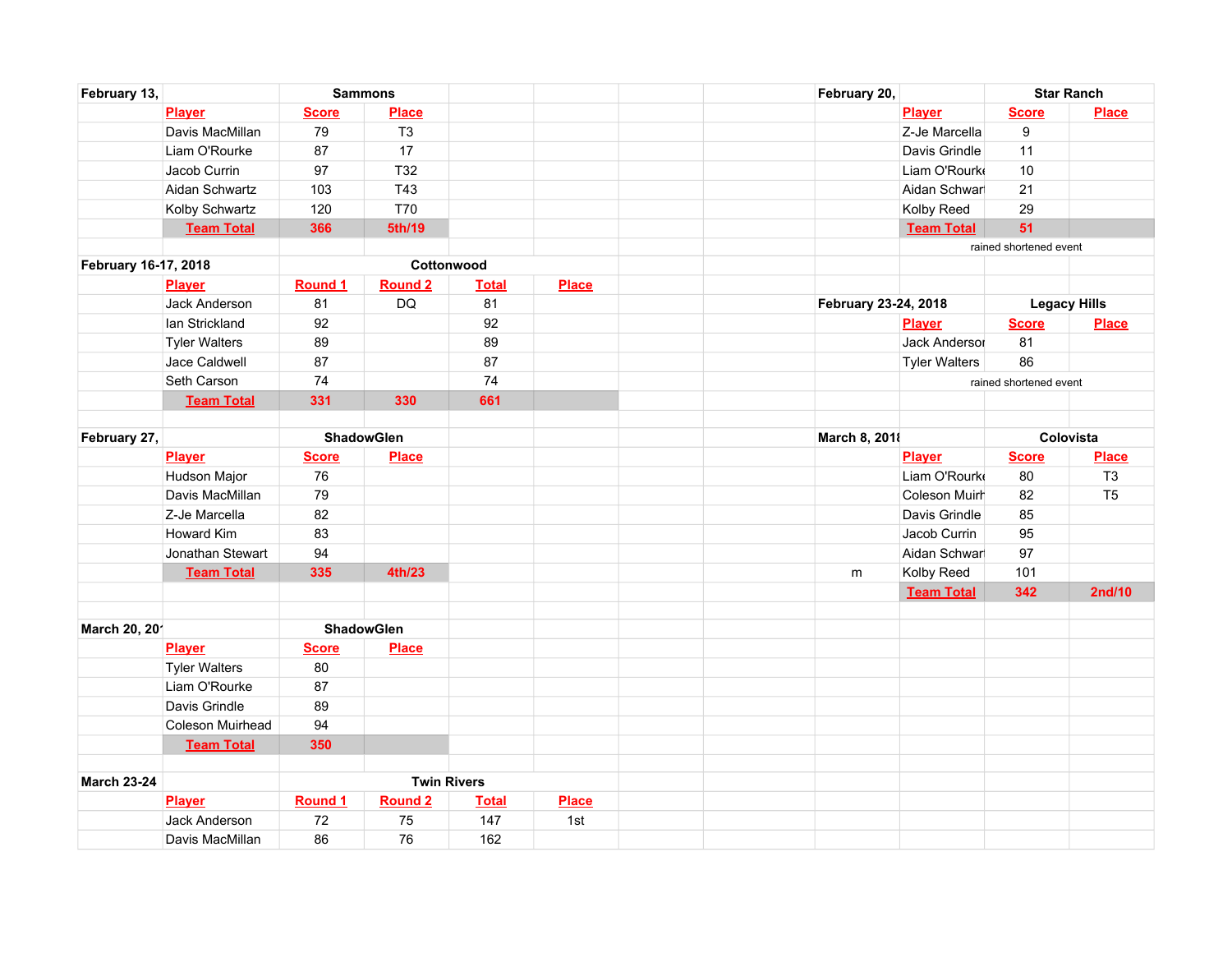| February 13, | | Sammons | |
|---|---|---|---|
| | Player | Score | Place |
| | Davis MacMillan | 79 | T3 |
| | Liam O'Rourke | 87 | 17 |
| | Jacob Currin | 97 | T32 |
| | Aidan Schwartz | 103 | T43 |
| | Kolby Schwartz | 120 | T70 |
| | Team Total | 366 | 5th/19 |

| February 16-17, 2018 | | Cottonwood | | | |
|---|---|---|---|---|---|
| | Player | Round 1 | Round 2 | Total | Place |
| | Jack Anderson | 81 | DQ | 81 | |
| | Ian Strickland | 92 | | 92 | |
| | Tyler Walters | 89 | | 89 | |
| | Jace Caldwell | 87 | | 87 | |
| | Seth Carson | 74 | | 74 | |
| | Team Total | 331 | 330 | 661 | |

| February 27, | | ShadowGlen | |
|---|---|---|---|
| | Player | Score | Place |
| | Hudson Major | 76 | |
| | Davis MacMillan | 79 | |
| | Z-Je Marcella | 82 | |
| | Howard Kim | 83 | |
| | Jonathan Stewart | 94 | |
| | Team Total | 335 | 4th/23 |

| March 20, 20 | | ShadowGlen | |
|---|---|---|---|
| | Player | Score | Place |
| | Tyler Walters | 80 | |
| | Liam O'Rourke | 87 | |
| | Davis Grindle | 89 | |
| | Coleson Muirhead | 94 | |
| | Team Total | 350 | |

| March 23-24 | | Twin Rivers | | | |
|---|---|---|---|---|---|
| | Player | Round 1 | Round 2 | Total | Place |
| | Jack Anderson | 72 | 75 | 147 | 1st |
| | Davis MacMillan | 86 | 76 | 162 | |

| February 20, | | Star Ranch | |
|---|---|---|---|
| | Player | Score | Place |
| | Z-Je Marcella | 9 | |
| | Davis Grindle | 11 | |
| | Liam O'Rourke | 10 | |
| | Aidan Schwart | 21 | |
| | Kolby Reed | 29 | |
| | Team Total | 51 | |
| | rained shortened event | | |

| February 23-24, 2018 | | Legacy Hills | |
|---|---|---|---|
| | Player | Score | Place |
| | Jack Anderson | 81 | |
| | Tyler Walters | 86 | |
| | rained shortened event | | |

| March 8, 2018 | | Colovista | |
|---|---|---|---|
| | Player | Score | Place |
| | Liam O'Rourke | 80 | T3 |
| | Coleson Muirh | 82 | T5 |
| | Davis Grindle | 85 | |
| | Jacob Currin | 95 | |
| | Aidan Schwart | 97 | |
| m | Kolby Reed | 101 | |
| | Team Total | 342 | 2nd/10 |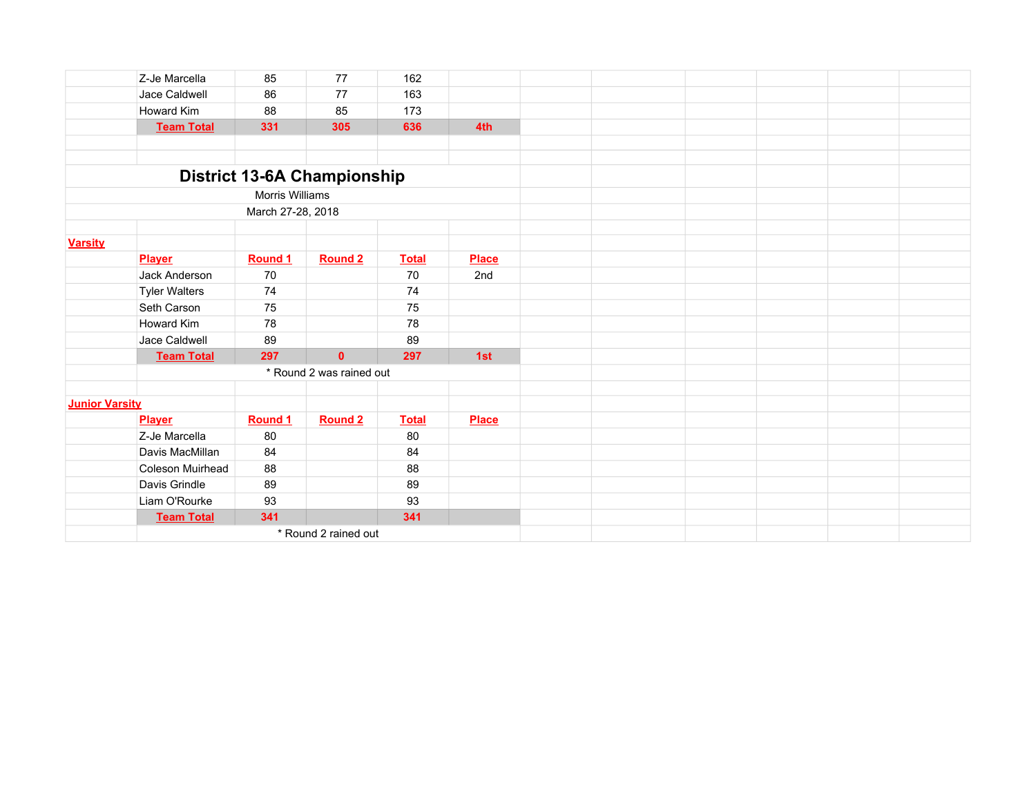| | Round 1 | Round 2 | Total | Place |
|---|---|---|---|---|
| Z-Je Marcella | 85 | 77 | 162 | |
| Jace Caldwell | 86 | 77 | 163 | |
| Howard Kim | 88 | 85 | 173 | |
| **Team Total** | **331** | **305** | **636** | **4th** |

# District 13-6A Championship

Morris Williams

March 27-28, 2018

**Varsity**

| Player | Round 1 | Round 2 | Total | Place |
|---|---|---|---|---|
| Jack Anderson | 70 | | 70 | 2nd |
| Tyler Walters | 74 | | 74 | |
| Seth Carson | 75 | | 75 | |
| Howard Kim | 78 | | 78 | |
| Jace Caldwell | 89 | | 89 | |
| **Team Total** | **297** | **0** | **297** | **1st** |

* Round 2 was rained out

**Junior Varsity**

| Player | Round 1 | Round 2 | Total | Place |
|---|---|---|---|---|
| Z-Je Marcella | 80 | | 80 | |
| Davis MacMillan | 84 | | 84 | |
| Coleson Muirhead | 88 | | 88 | |
| Davis Grindle | 89 | | 89 | |
| Liam O'Rourke | 93 | | 93 | |
| **Team Total** | **341** | | **341** | |

* Round 2 rained out